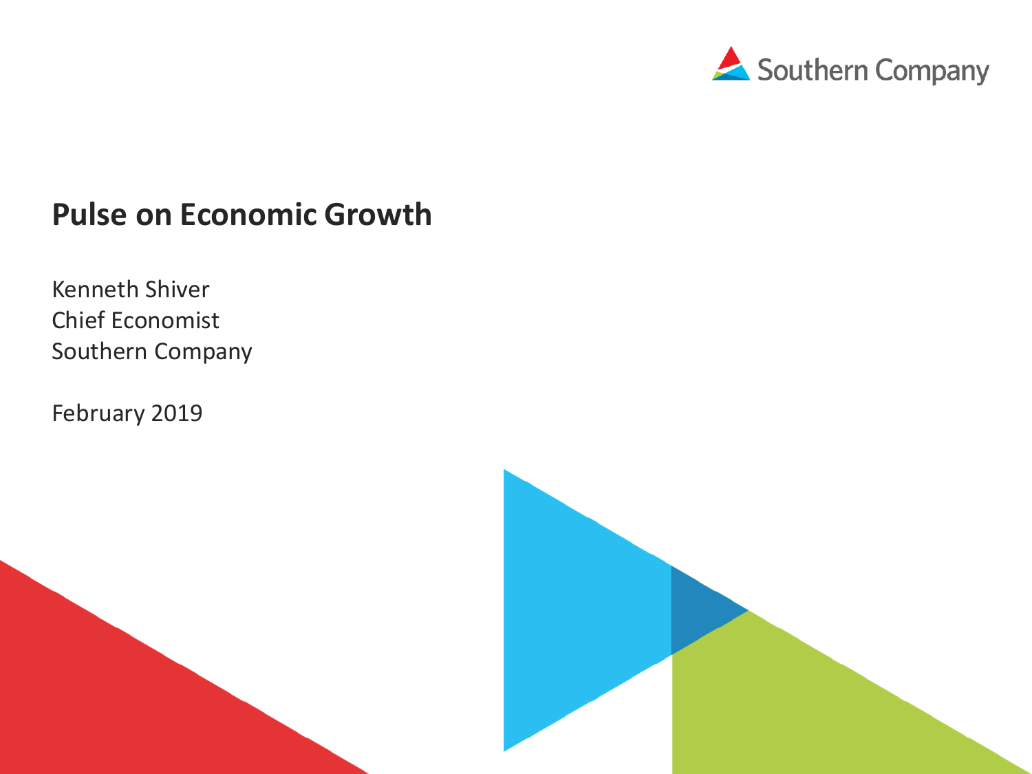Southern Company

# Pulse on Economic Growth

Kenneth Shiver
Chief Economist
Southern Company

February 2019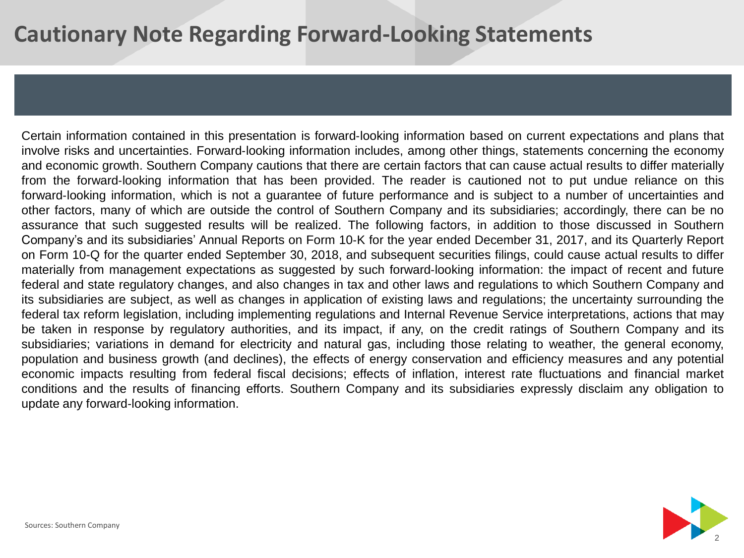# Cautionary Note Regarding Forward-Looking Statements

Certain information contained in this presentation is forward-looking information based on current expectations and plans that involve risks and uncertainties. Forward-looking information includes, among other things, statements concerning the economy and economic growth. Southern Company cautions that there are certain factors that can cause actual results to differ materially from the forward-looking information that has been provided. The reader is cautioned not to put undue reliance on this forward-looking information, which is not a guarantee of future performance and is subject to a number of uncertainties and other factors, many of which are outside the control of Southern Company and its subsidiaries; accordingly, there can be no assurance that such suggested results will be realized. The following factors, in addition to those discussed in Southern Company's and its subsidiaries' Annual Reports on Form 10-K for the year ended December 31, 2017, and its Quarterly Report on Form 10-Q for the quarter ended September 30, 2018, and subsequent securities filings, could cause actual results to differ materially from management expectations as suggested by such forward-looking information: the impact of recent and future federal and state regulatory changes, and also changes in tax and other laws and regulations to which Southern Company and its subsidiaries are subject, as well as changes in application of existing laws and regulations; the uncertainty surrounding the federal tax reform legislation, including implementing regulations and Internal Revenue Service interpretations, actions that may be taken in response by regulatory authorities, and its impact, if any, on the credit ratings of Southern Company and its subsidiaries; variations in demand for electricity and natural gas, including those relating to weather, the general economy, population and business growth (and declines), the effects of energy conservation and efficiency measures and any potential economic impacts resulting from federal fiscal decisions; effects of inflation, interest rate fluctuations and financial market conditions and the results of financing efforts. Southern Company and its subsidiaries expressly disclaim any obligation to update any forward-looking information.

Sources: Southern Company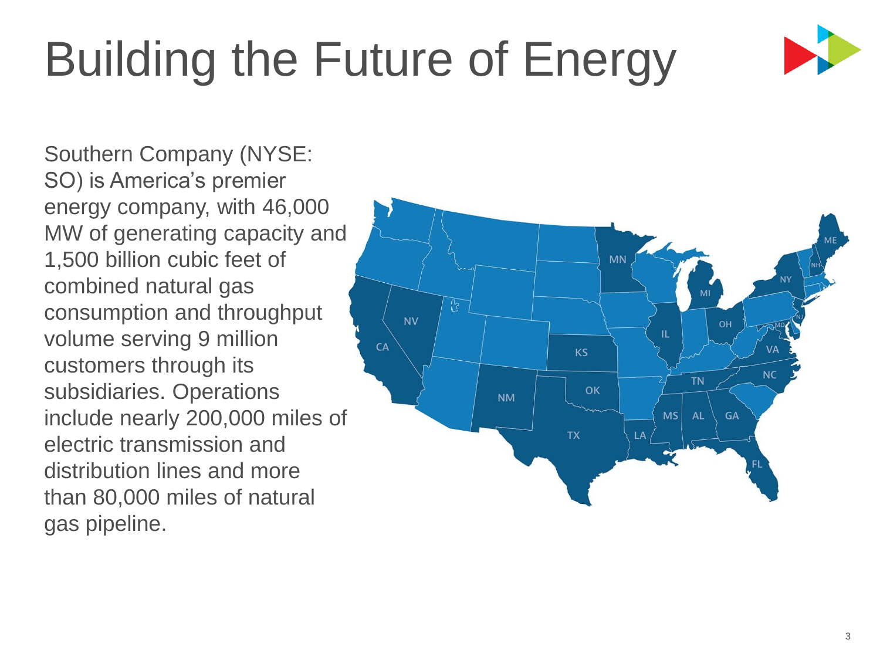# Building the Future of Energy

Southern Company (NYSE: SO) is America's premier energy company, with 46,000 MW of generating capacity and 1,500 billion cubic feet of combined natural gas consumption and throughput volume serving 9 million customers through its subsidiaries. Operations include nearly 200,000 miles of electric transmission and distribution lines and more than 80,000 miles of natural gas pipeline.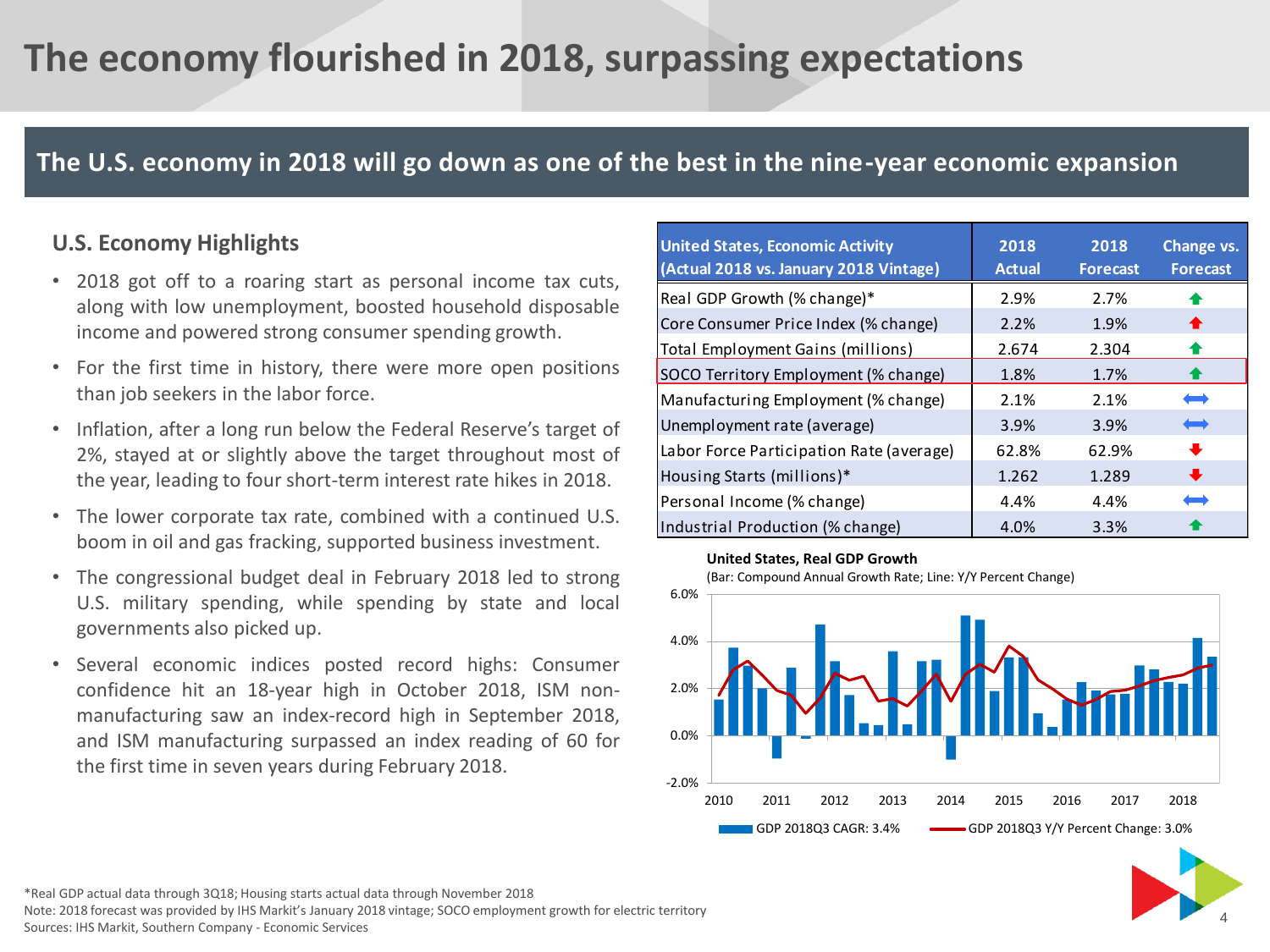# The economy flourished in 2018, surpassing expectations

## The U.S. economy in 2018 will go down as one of the best in the nine-year economic expansion

### U.S. Economy Highlights

- 2018 got off to a roaring start as personal income tax cuts, along with low unemployment, boosted household disposable income and powered strong consumer spending growth.
- For the first time in history, there were more open positions than job seekers in the labor force.
- Inflation, after a long run below the Federal Reserve's target of 2%, stayed at or slightly above the target throughout most of the year, leading to four short-term interest rate hikes in 2018.
- The lower corporate tax rate, combined with a continued U.S. boom in oil and gas fracking, supported business investment.
- The congressional budget deal in February 2018 led to strong U.S. military spending, while spending by state and local governments also picked up.
- Several economic indices posted record highs: Consumer confidence hit an 18-year high in October 2018, ISM non-manufacturing saw an index-record high in September 2018, and ISM manufacturing surpassed an index reading of 60 for the first time in seven years during February 2018.

| United States, Economic Activity (Actual 2018 vs. January 2018 Vintage) | 2018 Actual | 2018 Forecast | Change vs. Forecast |
|---|---|---|---|
| Real GDP Growth (% change)* | 2.9% | 2.7% | ↑ |
| Core Consumer Price Index (% change) | 2.2% | 1.9% | ↑ |
| Total Employment Gains (millions) | 2.674 | 2.304 | ↑ |
| SOCO Territory Employment (% change) | 1.8% | 1.7% | ↑ |
| Manufacturing Employment (% change) | 2.1% | 2.1% | ↔ |
| Unemployment rate (average) | 3.9% | 3.9% | ↔ |
| Labor Force Participation Rate (average) | 62.8% | 62.9% | ↓ |
| Housing Starts (millions)* | 1.262 | 1.289 | ↓ |
| Personal Income (% change) | 4.4% | 4.4% | ↔ |
| Industrial Production (% change) | 4.0% | 3.3% | ↑ |

**United States, Real GDP Growth**
(Bar: Compound Annual Growth Rate; Line: Y/Y Percent Change)

Legend: GDP 2018Q3 CAGR: 3.4%; GDP 2018Q3 Y/Y Percent Change: 3.0%

*Real GDP actual data through 3Q18; Housing starts actual data through November 2018
Note: 2018 forecast was provided by IHS Markit's January 2018 vintage; SOCO employment growth for electric territory
Sources: IHS Markit, Southern Company - Economic Services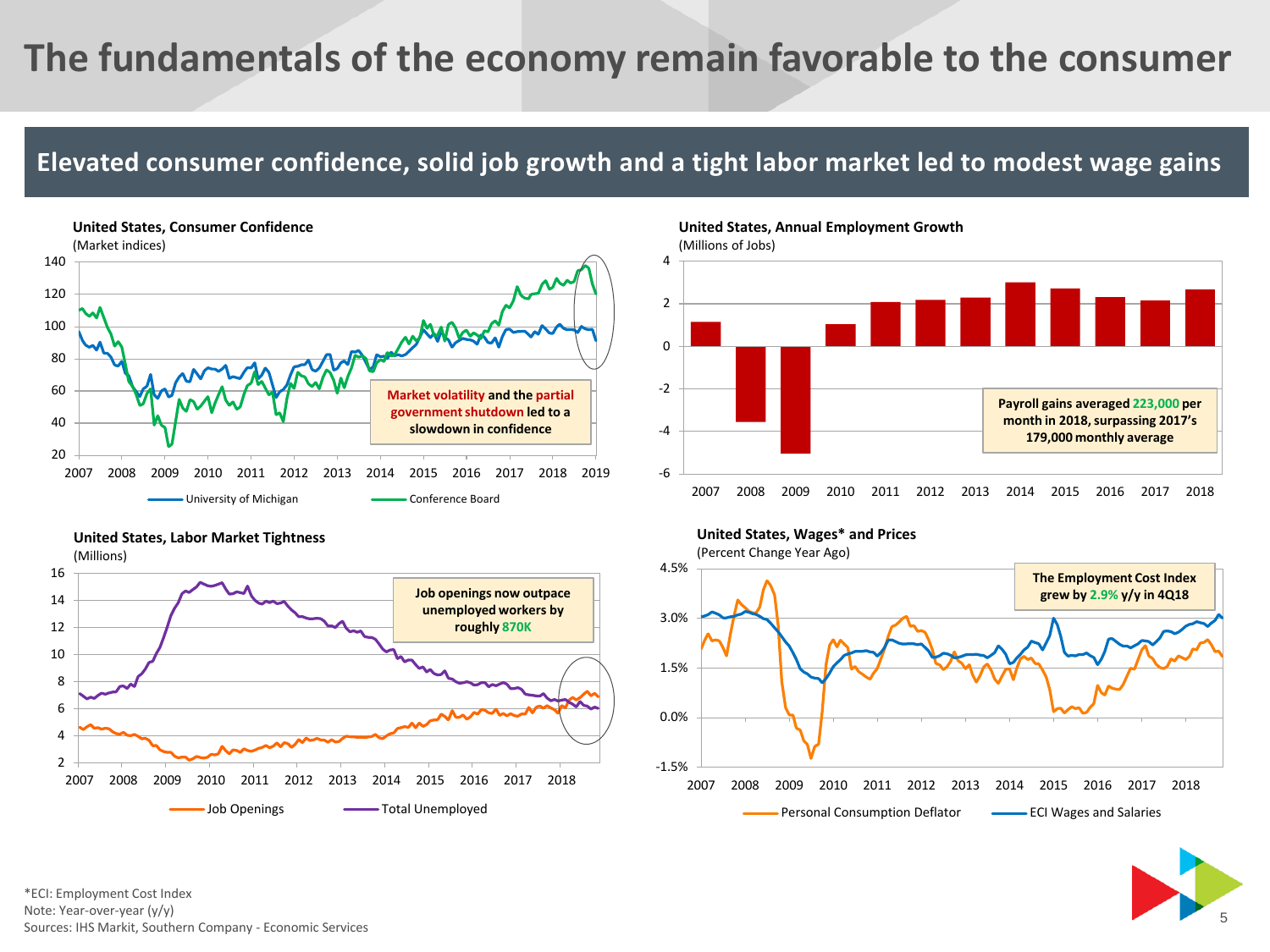# The fundamentals of the economy remain favorable to the consumer

## Elevated consumer confidence, solid job growth and a tight labor market led to modest wage gains

**United States, Consumer Confidence**
(Market indices)

Market volatility and the partial government shutdown led to a slowdown in confidence

University of Michigan — Conference Board

**United States, Annual Employment Growth**
(Millions of Jobs)

Payroll gains averaged 223,000 per month in 2018, surpassing 2017's 179,000 monthly average

**United States, Labor Market Tightness**
(Millions)

Job openings now outpace unemployed workers by roughly 870K

Job Openings — Total Unemployed

**United States, Wages* and Prices**
(Percent Change Year Ago)

The Employment Cost Index grew by 2.9% y/y in 4Q18

Personal Consumption Deflator — ECI Wages and Salaries

*ECI: Employment Cost Index
Note: Year-over-year (y/y)
Sources: IHS Markit, Southern Company - Economic Services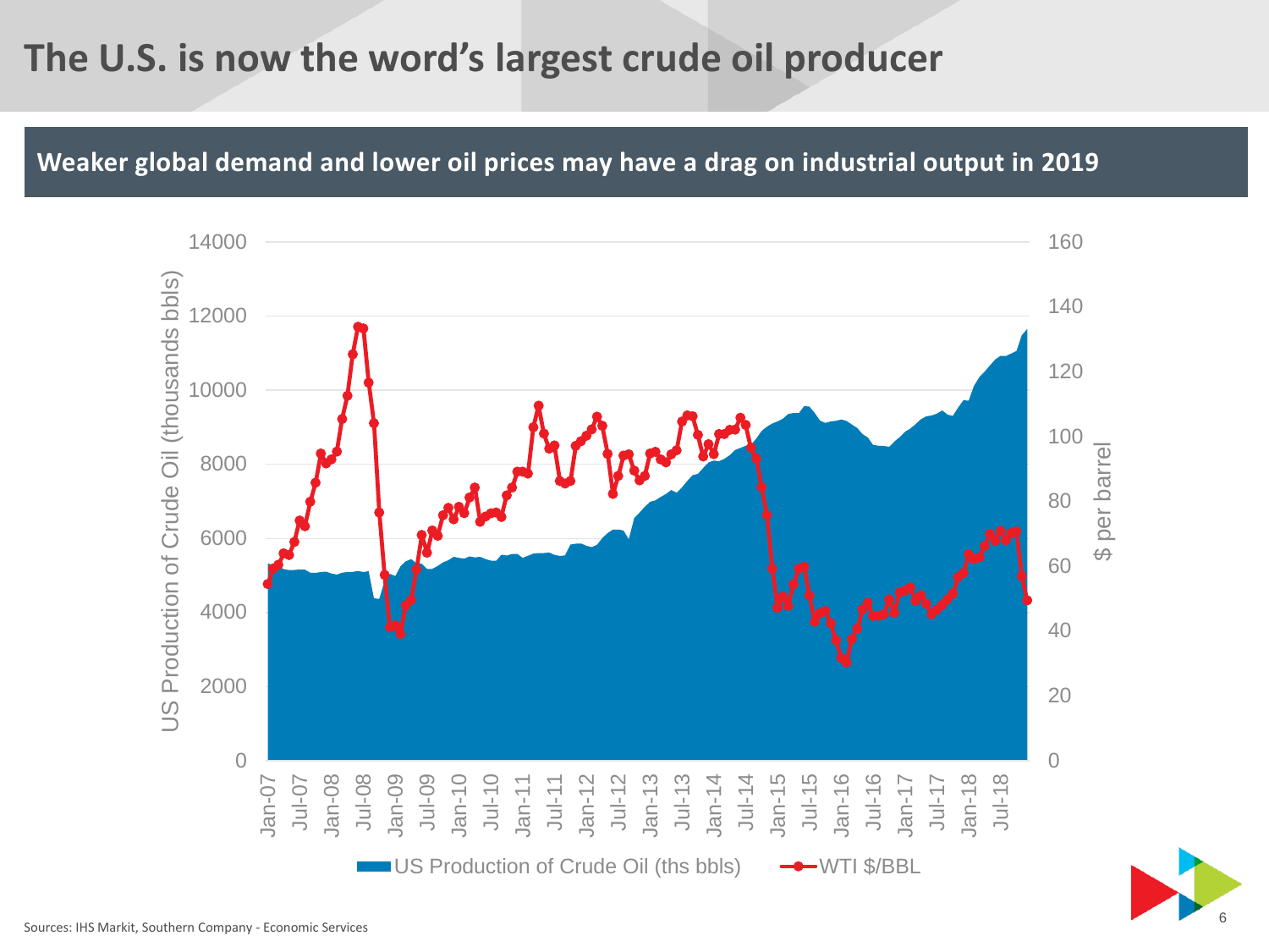# The U.S. is now the word's largest crude oil producer

**Weaker global demand and lower oil prices may have a drag on industrial output in 2019**

Sources: IHS Markit, Southern Company - Economic Services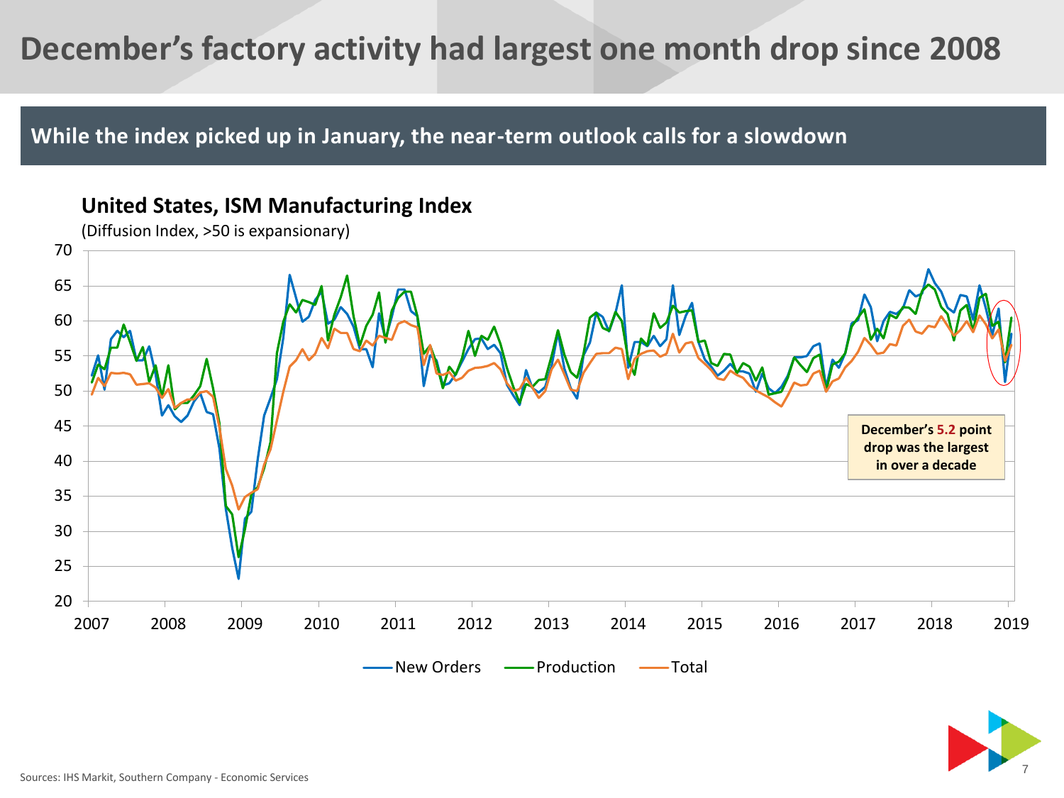# December's factory activity had largest one month drop since 2008

## While the index picked up in January, the near-term outlook calls for a slowdown

**United States, ISM Manufacturing Index**

(Diffusion Index, >50 is expansionary)

**December's 5.2 point drop was the largest in over a decade**

New Orders — Production — Total

Sources: IHS Markit, Southern Company - Economic Services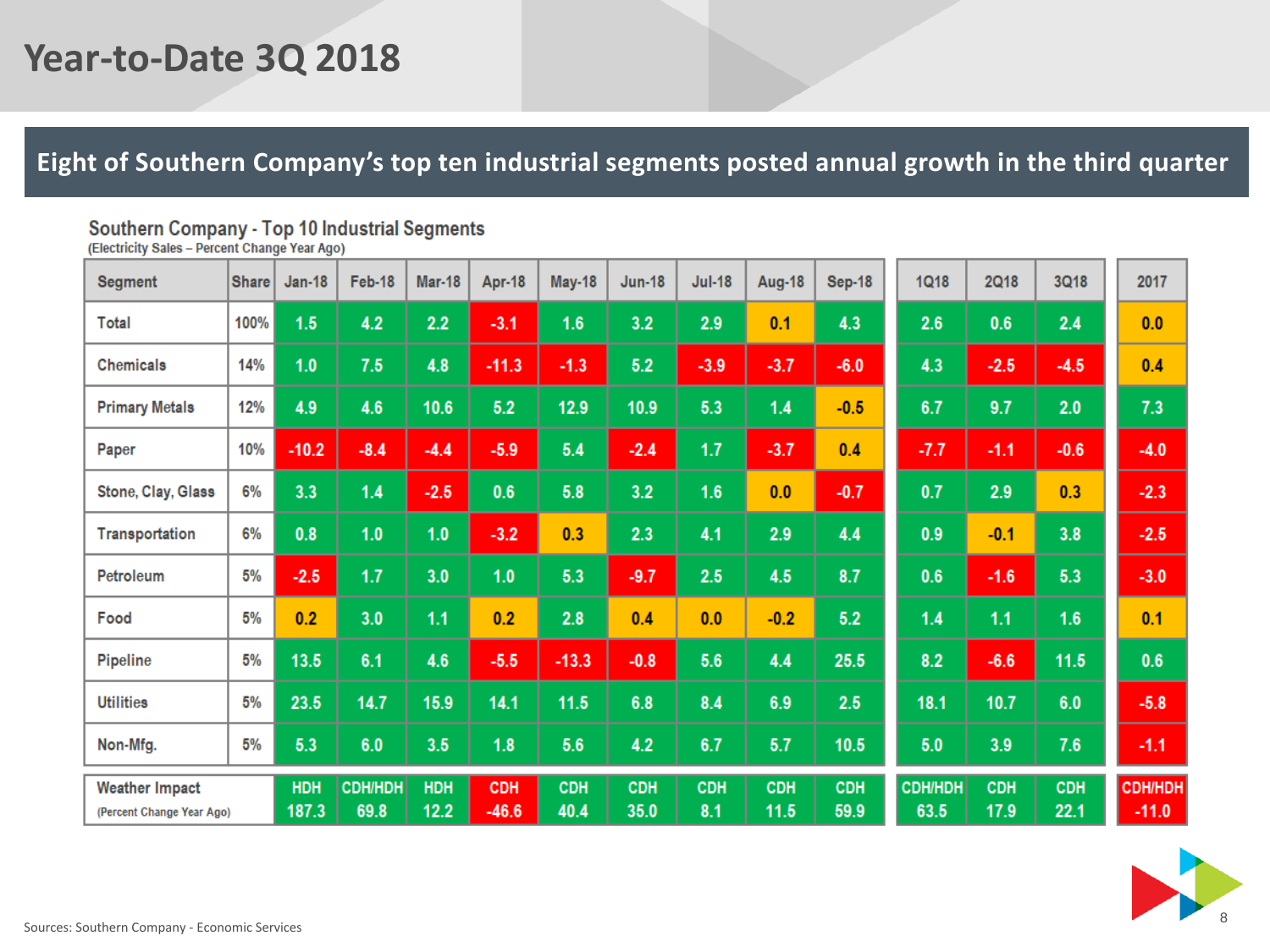# Year-to-Date 3Q 2018

## Eight of Southern Company's top ten industrial segments posted annual growth in the third quarter

**Southern Company - Top 10 Industrial Segments**
(Electricity Sales – Percent Change Year Ago)

| Segment | Share | Jan-18 | Feb-18 | Mar-18 | Apr-18 | May-18 | Jun-18 | Jul-18 | Aug-18 | Sep-18 | 1Q18 | 2Q18 | 3Q18 | 2017 |
|---|---|---|---|---|---|---|---|---|---|---|---|---|---|---|
| Total | 100% | 1.5 | 4.2 | 2.2 | -3.1 | 1.6 | 3.2 | 2.9 | 0.1 | 4.3 | 2.6 | 0.6 | 2.4 | 0.0 |
| Chemicals | 14% | 1.0 | 7.5 | 4.8 | -11.3 | -1.3 | 5.2 | -3.9 | -3.7 | -6.0 | 4.3 | -2.5 | -4.5 | 0.4 |
| Primary Metals | 12% | 4.9 | 4.6 | 10.6 | 5.2 | 12.9 | 10.9 | 5.3 | 1.4 | -0.5 | 6.7 | 9.7 | 2.0 | 7.3 |
| Paper | 10% | -10.2 | -8.4 | -4.4 | -5.9 | 5.4 | -2.4 | 1.7 | -3.7 | 0.4 | -7.7 | -1.1 | -0.6 | -4.0 |
| Stone, Clay, Glass | 6% | 3.3 | 1.4 | -2.5 | 0.6 | 5.8 | 3.2 | 1.6 | 0.0 | -0.7 | 0.7 | 2.9 | 0.3 | -2.3 |
| Transportation | 6% | 0.8 | 1.0 | 1.0 | -3.2 | 0.3 | 2.3 | 4.1 | 2.9 | 4.4 | 0.9 | -0.1 | 3.8 | -2.5 |
| Petroleum | 5% | -2.5 | 1.7 | 3.0 | 1.0 | 5.3 | -9.7 | 2.5 | 4.5 | 8.7 | 0.6 | -1.6 | 5.3 | -3.0 |
| Food | 5% | 0.2 | 3.0 | 1.1 | 0.2 | 2.8 | 0.4 | 0.0 | -0.2 | 5.2 | 1.4 | 1.1 | 1.6 | 0.1 |
| Pipeline | 5% | 13.5 | 6.1 | 4.6 | -5.5 | -13.3 | -0.8 | 5.6 | 4.4 | 25.5 | 8.2 | -6.6 | 11.5 | 0.6 |
| Utilities | 5% | 23.5 | 14.7 | 15.9 | 14.1 | 11.5 | 6.8 | 8.4 | 6.9 | 2.5 | 18.1 | 10.7 | 6.0 | -5.8 |
| Non-Mfg. | 5% | 5.3 | 6.0 | 3.5 | 1.8 | 5.6 | 4.2 | 6.7 | 5.7 | 10.5 | 5.0 | 3.9 | 7.6 | -1.1 |
| Weather Impact (Percent Change Year Ago) | | HDH 187.3 | CDH/HDH 69.8 | HDH 12.2 | CDH -46.6 | CDH 40.4 | CDH 35.0 | CDH 8.1 | CDH 11.5 | CDH 59.9 | CDH/HDH 63.5 | CDH 17.9 | CDH 22.1 | CDH/HDH -11.0 |

Sources: Southern Company - Economic Services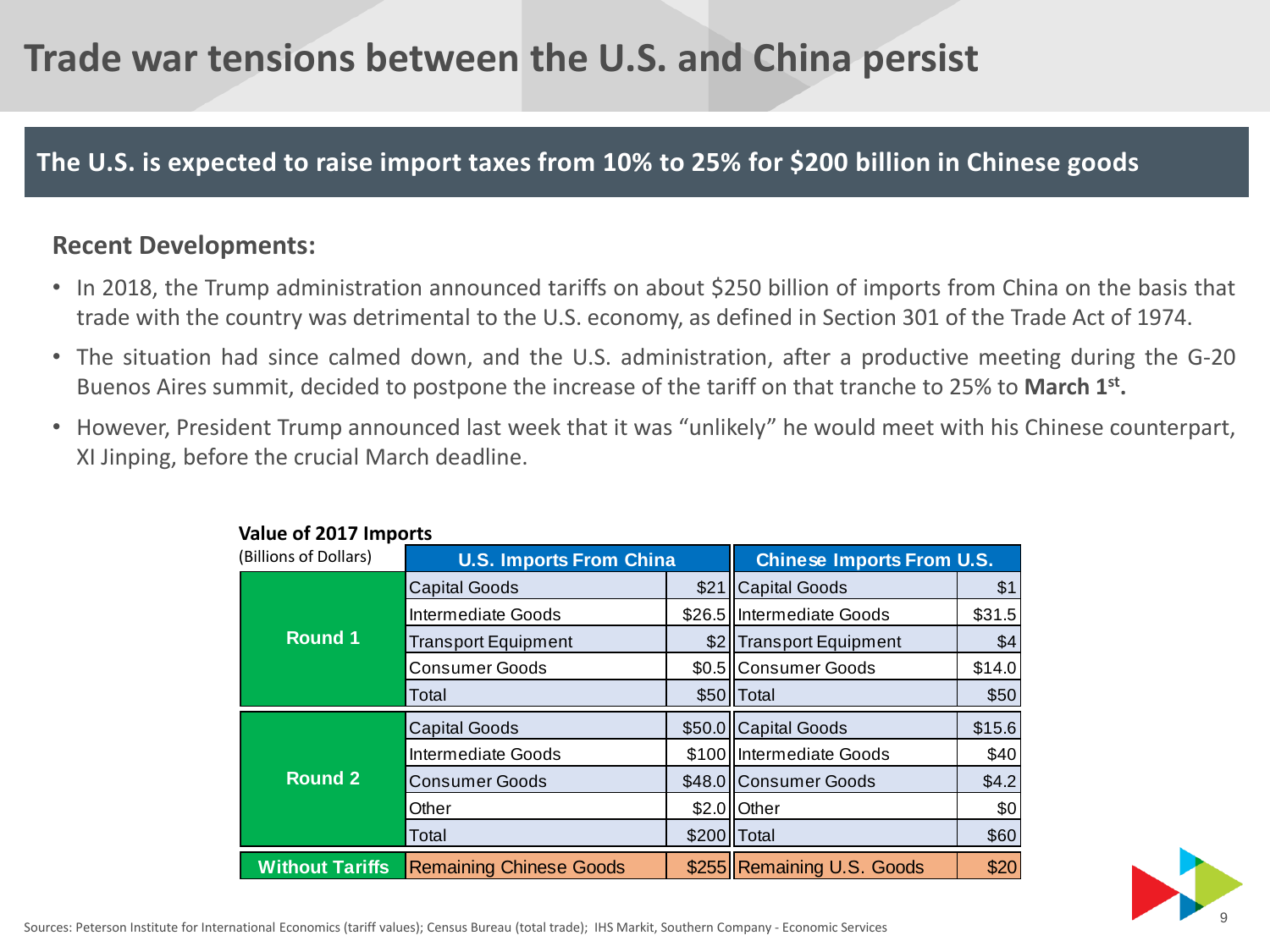# Trade war tensions between the U.S. and China persist

## The U.S. is expected to raise import taxes from 10% to 25% for $200 billion in Chinese goods

### Recent Developments:

- In 2018, the Trump administration announced tariffs on about $250 billion of imports from China on the basis that trade with the country was detrimental to the U.S. economy, as defined in Section 301 of the Trade Act of 1974.
- The situation had since calmed down, and the U.S. administration, after a productive meeting during the G-20 Buenos Aires summit, decided to postpone the increase of the tariff on that tranche to 25% to **March 1st.**
- However, President Trump announced last week that it was "unlikely" he would meet with his Chinese counterpart, XI Jinping, before the crucial March deadline.

**Value of 2017 Imports**

| (Billions of Dollars) | U.S. Imports From China | | Chinese Imports From U.S. | |
|---|---|---|---|---|
| **Round 1** | Capital Goods | $21 | Capital Goods | $1 |
| | Intermediate Goods | $26.5 | Intermediate Goods | $31.5 |
| | Transport Equipment | $2 | Transport Equipment | $4 |
| | Consumer Goods | $0.5 | Consumer Goods | $14.0 |
| | Total | $50 | Total | $50 |
| **Round 2** | Capital Goods | $50.0 | Capital Goods | $15.6 |
| | Intermediate Goods | $100 | Intermediate Goods | $40 |
| | Consumer Goods | $48.0 | Consumer Goods | $4.2 |
| | Other | $2.0 | Other | $0 |
| | Total | $200 | Total | $60 |
| **Without Tariffs** | Remaining Chinese Goods | $255 | Remaining U.S. Goods | $20 |

Sources: Peterson Institute for International Economics (tariff values); Census Bureau (total trade); IHS Markit, Southern Company - Economic Services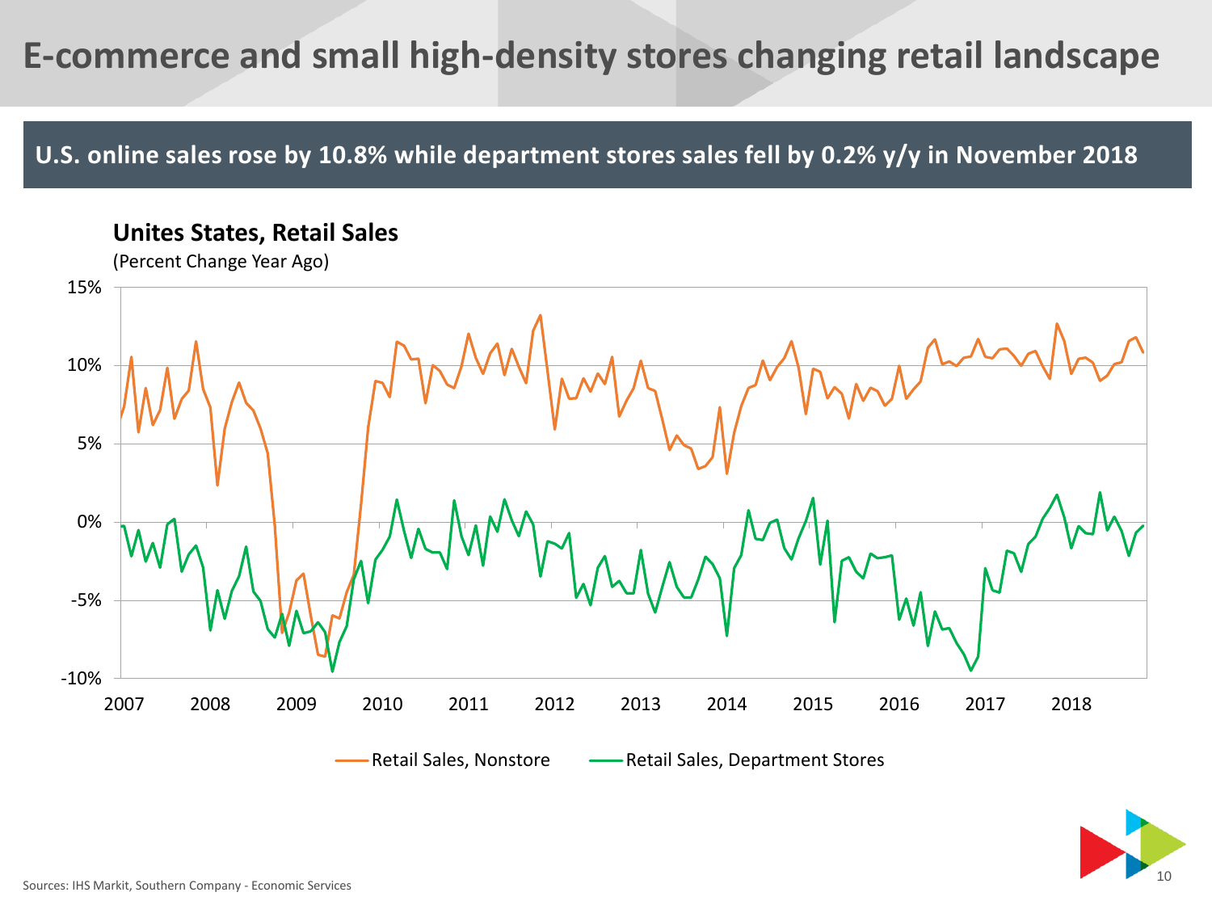# E-commerce and small high-density stores changing retail landscape

**U.S. online sales rose by 10.8% while department stores sales fell by 0.2% y/y in November 2018**

**Unites States, Retail Sales**

(Percent Change Year Ago)

Retail Sales, Nonstore — Retail Sales, Department Stores

Sources: IHS Markit, Southern Company - Economic Services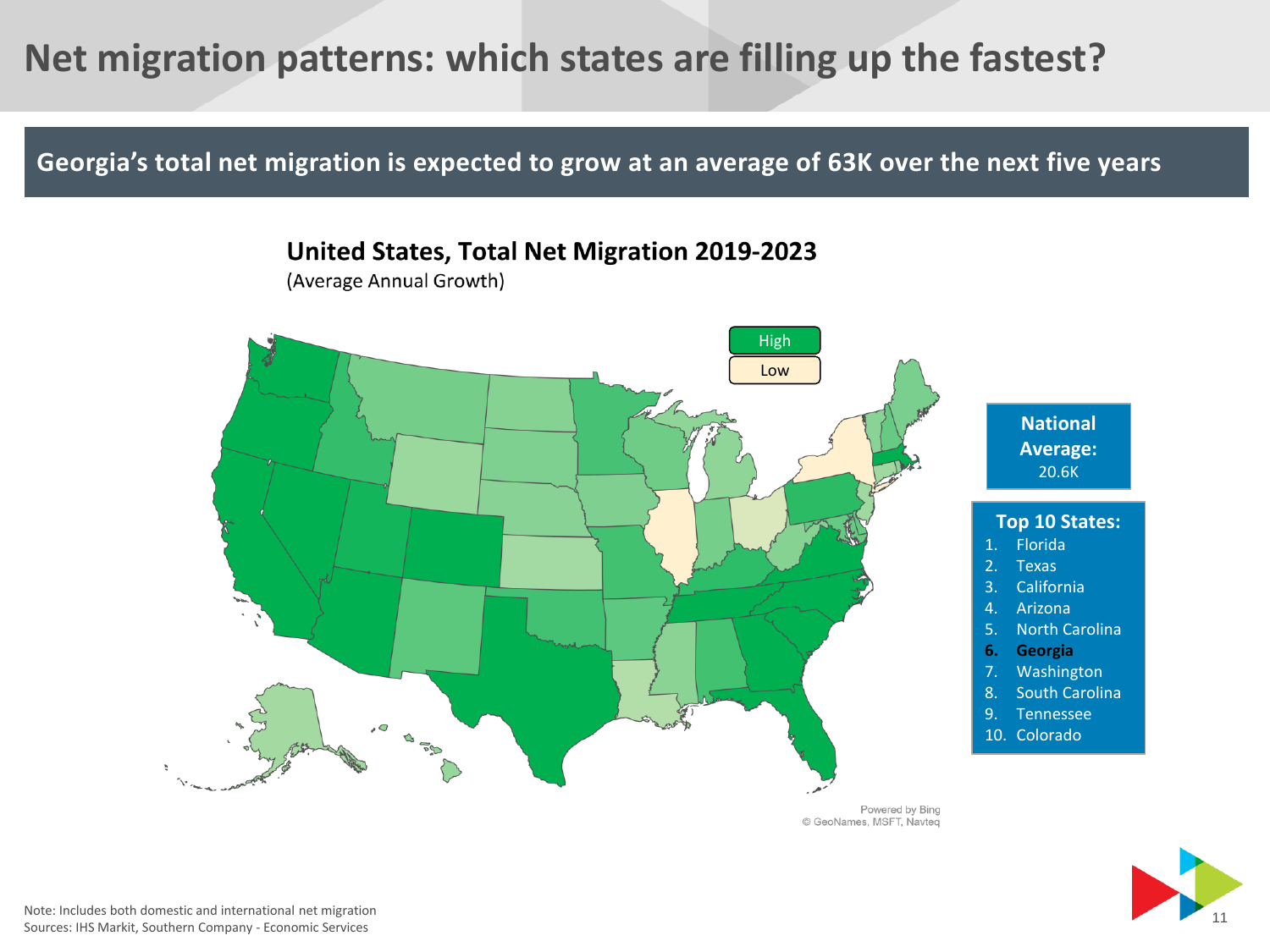# Net migration patterns: which states are filling up the fastest?

**Georgia's total net migration is expected to grow at an average of 63K over the next five years**

## United States, Total Net Migration 2019-2023

(Average Annual Growth)

High

Low

Powered by Bing
© GeoNames, MSFT, Navteq

**National Average:**
20.6K

**Top 10 States:**

1. Florida
2. Texas
3. California
4. Arizona
5. North Carolina
6. **Georgia**
7. Washington
8. South Carolina
9. Tennessee
10. Colorado

Note: Includes both domestic and international net migration
Sources: IHS Markit, Southern Company - Economic Services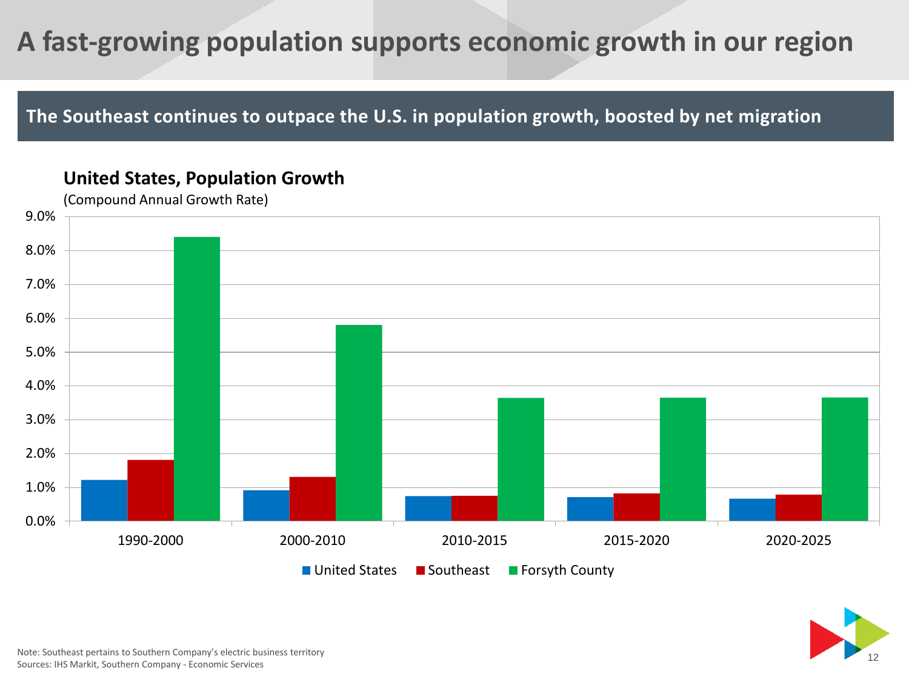# A fast-growing population supports economic growth in our region

## The Southeast continues to outpace the U.S. in population growth, boosted by net migration

**United States, Population Growth**

(Compound Annual Growth Rate)

Note: Southeast pertains to Southern Company's electric business territory

Sources: IHS Markit, Southern Company - Economic Services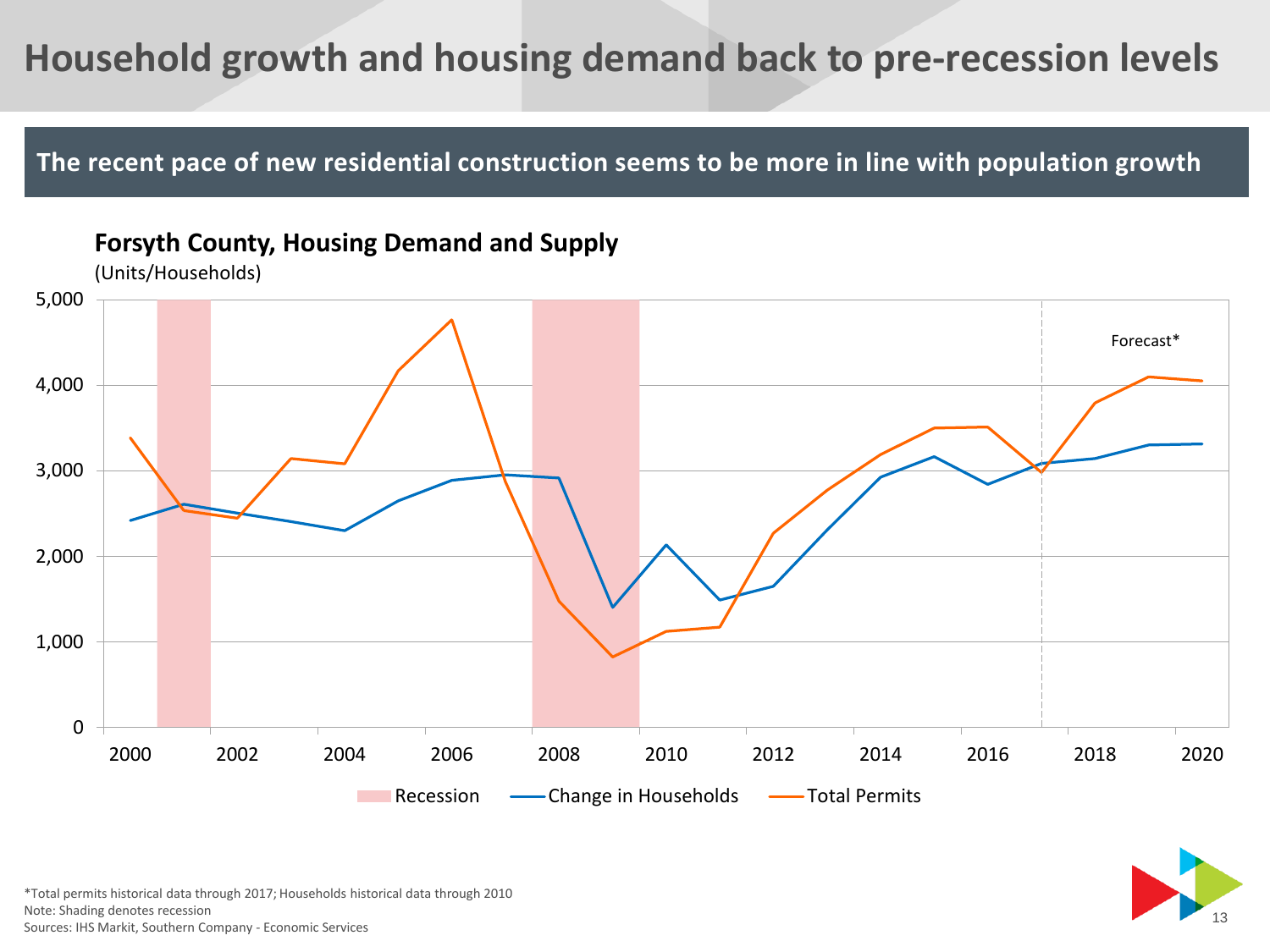# Household growth and housing demand back to pre-recession levels

**The recent pace of new residential construction seems to be more in line with population growth**

**Forsyth County, Housing Demand and Supply**

(Units/Households)

*Total permits historical data through 2017; Households historical data through 2010

Note: Shading denotes recession

Sources: IHS Markit, Southern Company - Economic Services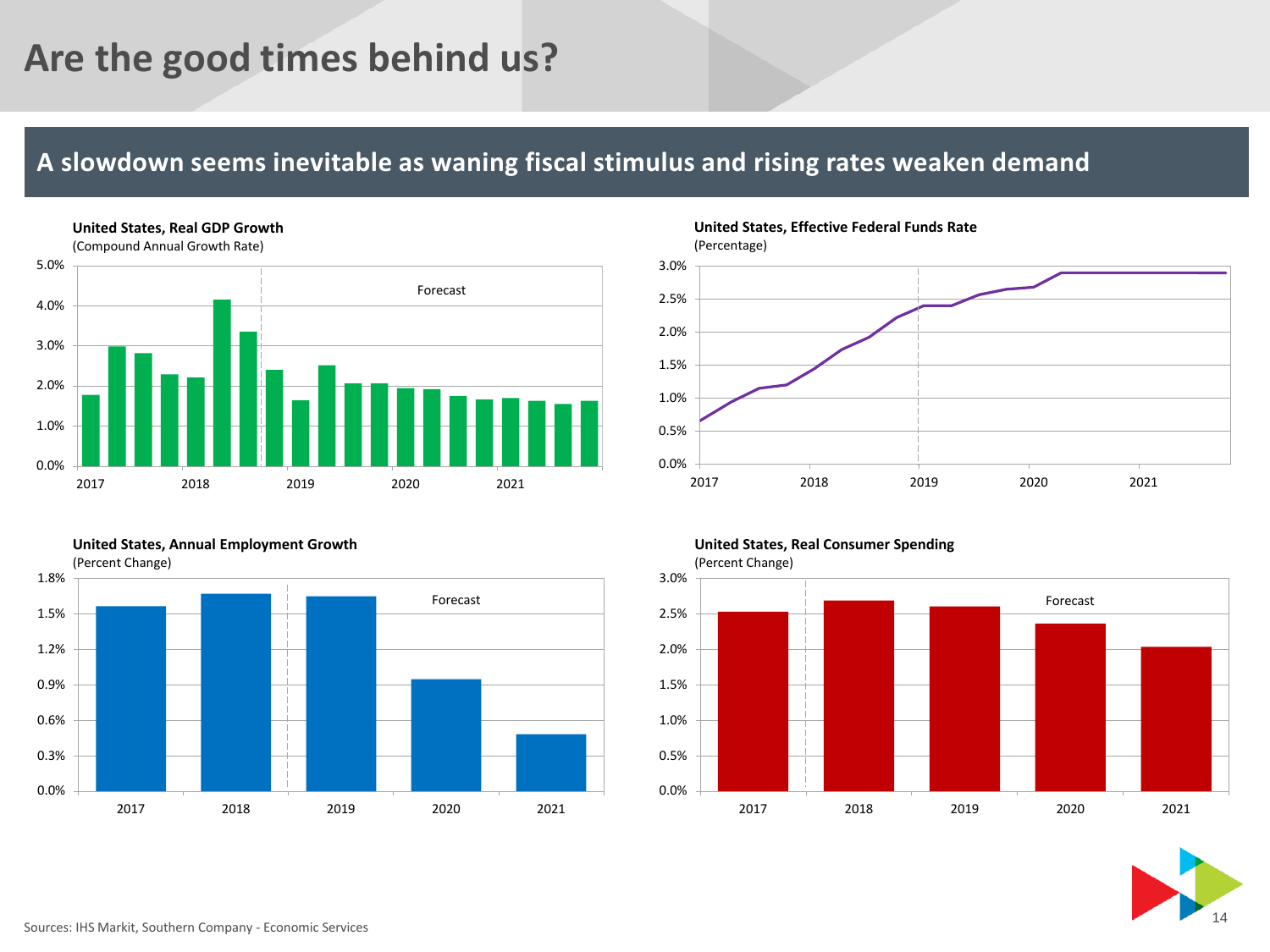# Are the good times behind us?

## A slowdown seems inevitable as waning fiscal stimulus and rising rates weaken demand

**United States, Real GDP Growth**
(Compound Annual Growth Rate)

5.0% 4.0% 3.0% 2.0% 1.0% 0.0%

2017 2018 2019 2020 2021

Forecast

**United States, Effective Federal Funds Rate**
(Percentage)

3.0% 2.5% 2.0% 1.5% 1.0% 0.5% 0.0%

2017 2018 2019 2020 2021

**United States, Annual Employment Growth**
(Percent Change)

1.8% 1.5% 1.2% 0.9% 0.6% 0.3% 0.0%

2017 2018 2019 2020 2021

Forecast

**United States, Real Consumer Spending**
(Percent Change)

3.0% 2.5% 2.0% 1.5% 1.0% 0.5% 0.0%

2017 2018 2019 2020 2021

Forecast

Sources: IHS Markit, Southern Company - Economic Services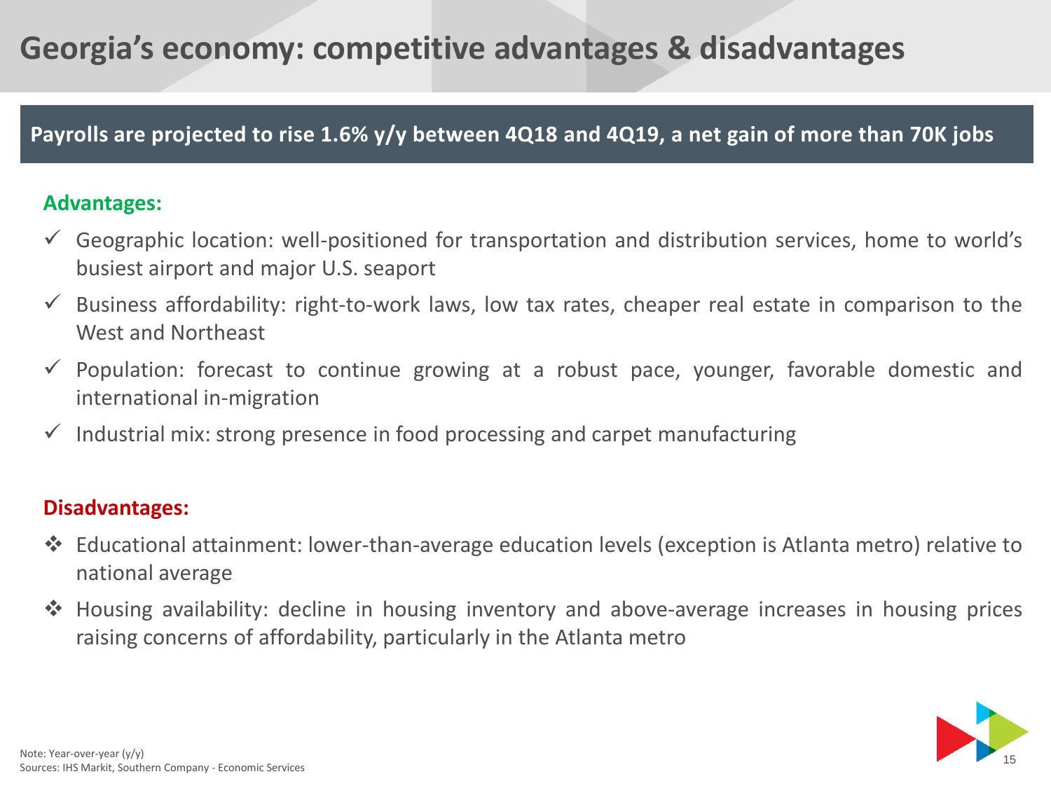# Georgia's economy: competitive advantages & disadvantages

**Payrolls are projected to rise 1.6% y/y between 4Q18 and 4Q19, a net gain of more than 70K jobs**

**Advantages:**

- ✓ Geographic location: well-positioned for transportation and distribution services, home to world's busiest airport and major U.S. seaport
- ✓ Business affordability: right-to-work laws, low tax rates, cheaper real estate in comparison to the West and Northeast
- ✓ Population: forecast to continue growing at a robust pace, younger, favorable domestic and international in-migration
- ✓ Industrial mix: strong presence in food processing and carpet manufacturing

**Disadvantages:**

- ❖ Educational attainment: lower-than-average education levels (exception is Atlanta metro) relative to national average
- ❖ Housing availability: decline in housing inventory and above-average increases in housing prices raising concerns of affordability, particularly in the Atlanta metro

Note: Year-over-year (y/y)
Sources: IHS Markit, Southern Company - Economic Services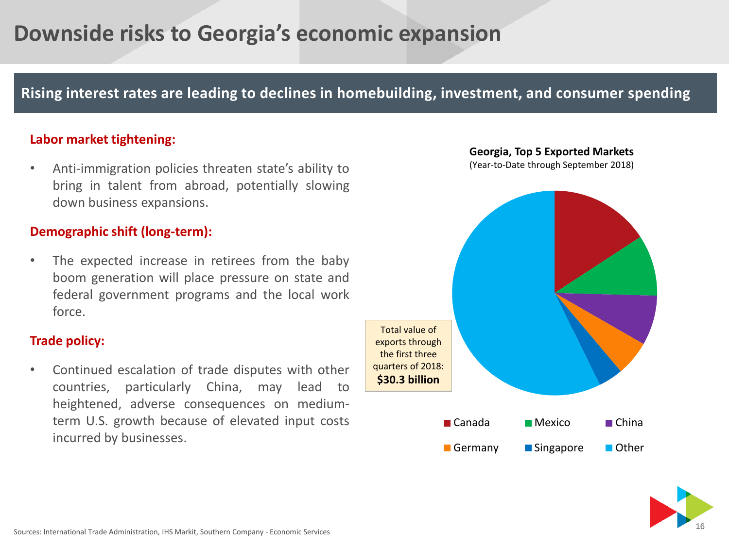# Downside risks to Georgia's economic expansion

**Rising interest rates are leading to declines in homebuilding, investment, and consumer spending**

**Labor market tightening:**

- Anti-immigration policies threaten state's ability to bring in talent from abroad, potentially slowing down business expansions.

**Demographic shift (long-term):**

- The expected increase in retirees from the baby boom generation will place pressure on state and federal government programs and the local work force.

**Trade policy:**

- Continued escalation of trade disputes with other countries, particularly China, may lead to heightened, adverse consequences on medium-term U.S. growth because of elevated input costs incurred by businesses.

**Georgia, Top 5 Exported Markets**
(Year-to-Date through September 2018)

Total value of exports through the first three quarters of 2018: **$30.3 billion**

Canada · Mexico · China · Germany · Singapore · Other

Sources: International Trade Administration, IHS Markit, Southern Company - Economic Services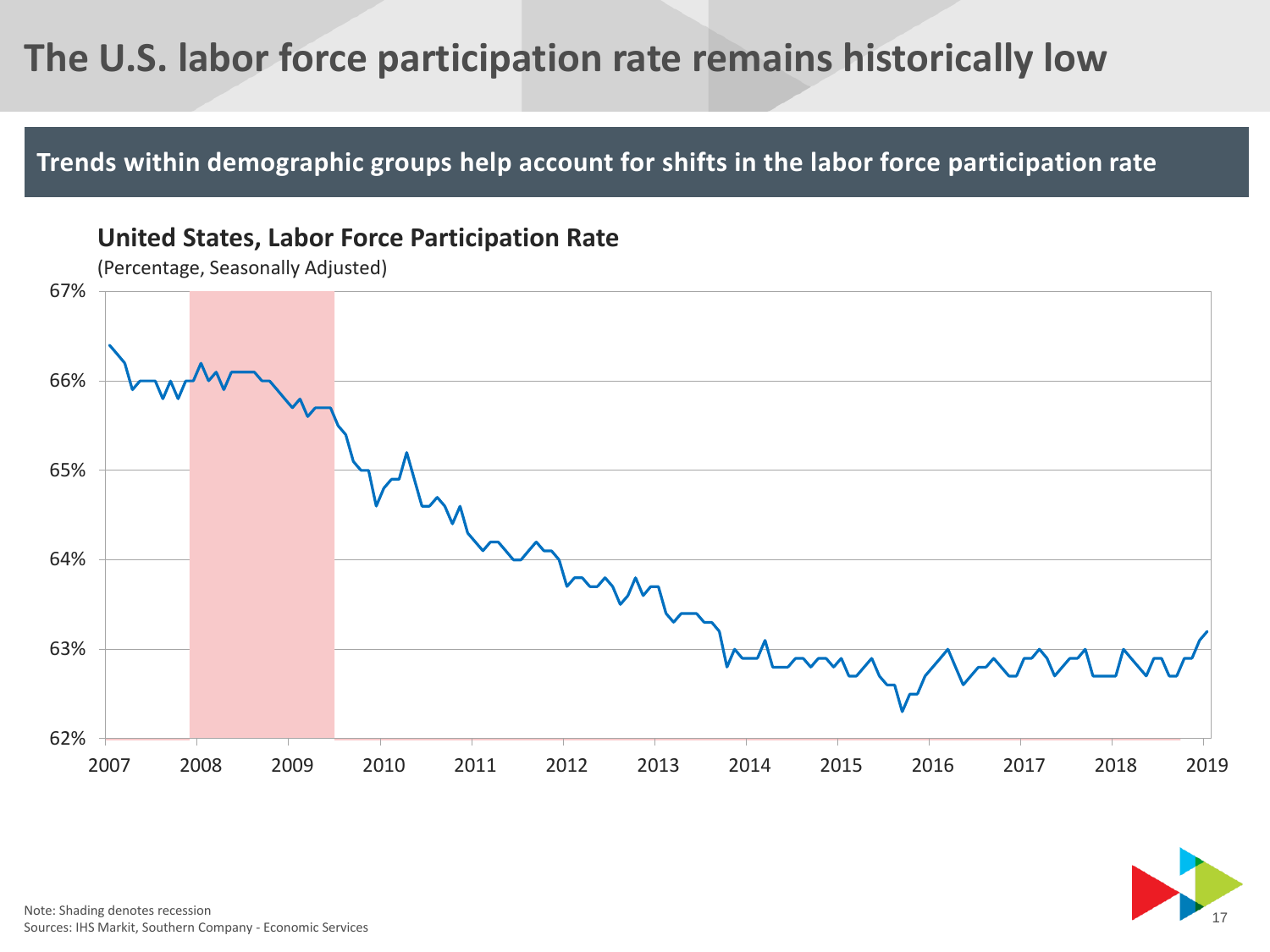# The U.S. labor force participation rate remains historically low

## Trends within demographic groups help account for shifts in the labor force participation rate

**United States, Labor Force Participation Rate**

(Percentage, Seasonally Adjusted)

Note: Shading denotes recession

Sources: IHS Markit, Southern Company - Economic Services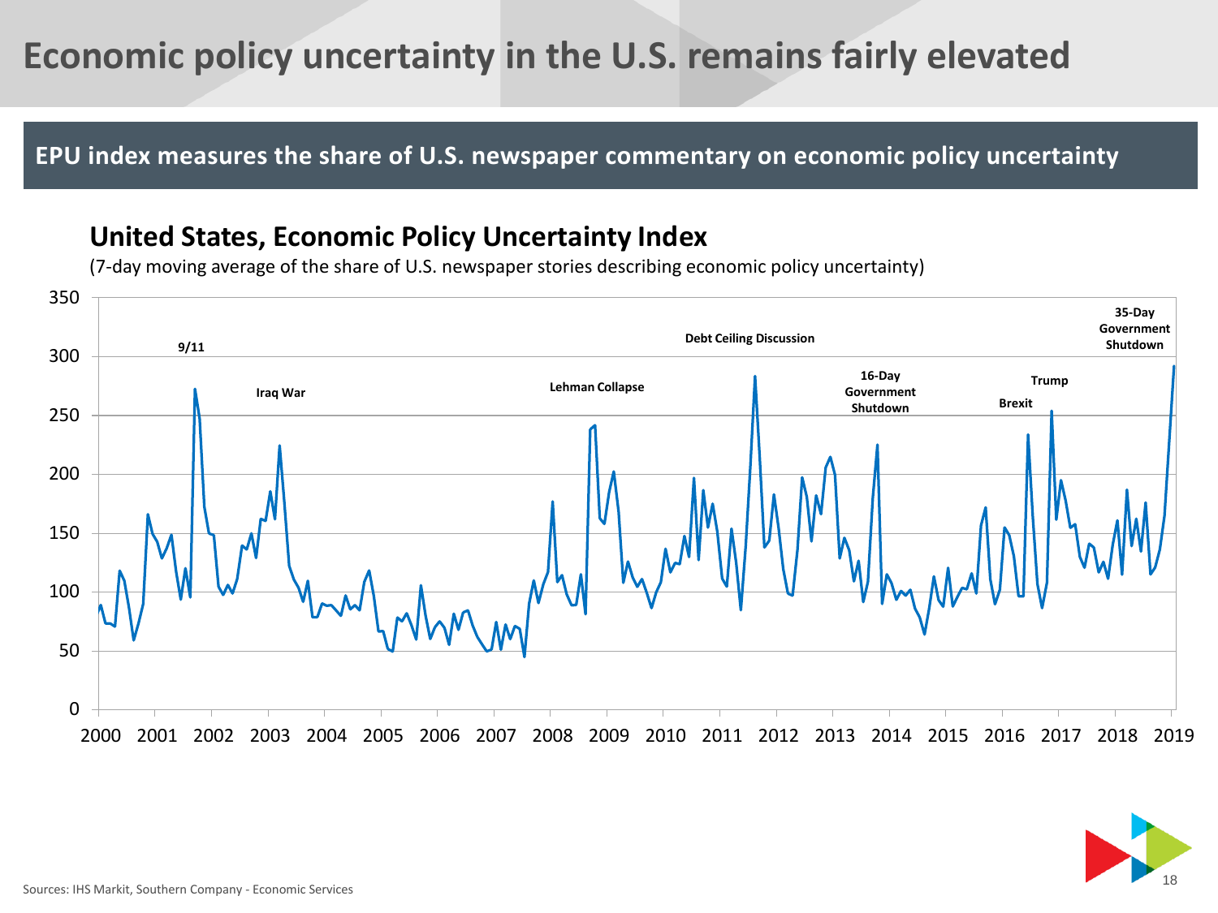# Economic policy uncertainty in the U.S. remains fairly elevated

**EPU index measures the share of U.S. newspaper commentary on economic policy uncertainty**

## United States, Economic Policy Uncertainty Index

(7-day moving average of the share of U.S. newspaper stories describing economic policy uncertainty)

Sources: IHS Markit, Southern Company - Economic Services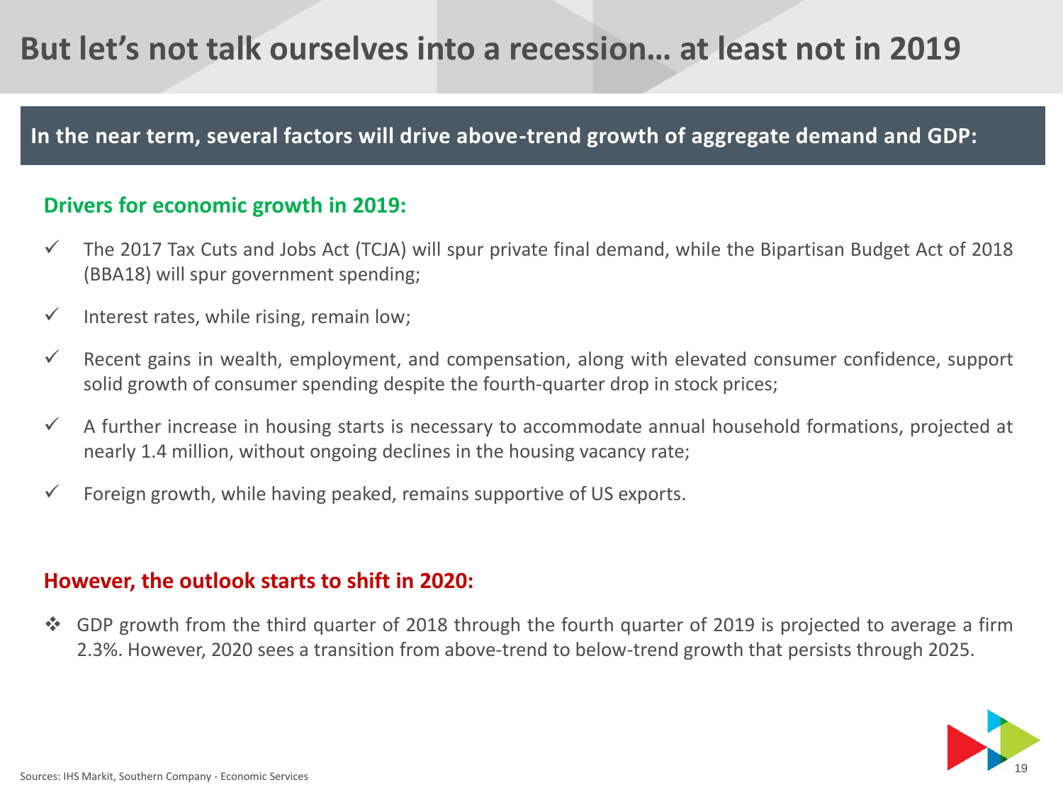# But let's not talk ourselves into a recession… at least not in 2019

**In the near term, several factors will drive above-trend growth of aggregate demand and GDP:**

## Drivers for economic growth in 2019:

- ✓ The 2017 Tax Cuts and Jobs Act (TCJA) will spur private final demand, while the Bipartisan Budget Act of 2018 (BBA18) will spur government spending;
- ✓ Interest rates, while rising, remain low;
- ✓ Recent gains in wealth, employment, and compensation, along with elevated consumer confidence, support solid growth of consumer spending despite the fourth-quarter drop in stock prices;
- ✓ A further increase in housing starts is necessary to accommodate annual household formations, projected at nearly 1.4 million, without ongoing declines in the housing vacancy rate;
- ✓ Foreign growth, while having peaked, remains supportive of US exports.

## However, the outlook starts to shift in 2020:

- ❖ GDP growth from the third quarter of 2018 through the fourth quarter of 2019 is projected to average a firm 2.3%. However, 2020 sees a transition from above-trend to below-trend growth that persists through 2025.

Sources: IHS Markit, Southern Company - Economic Services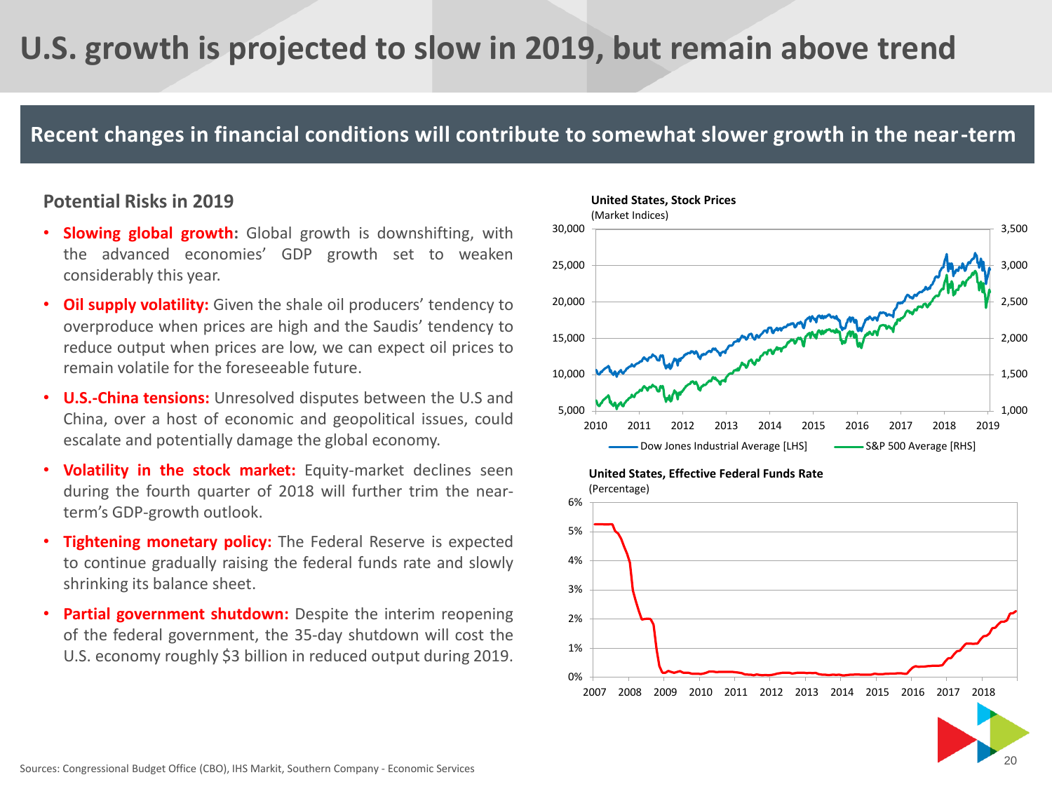# U.S. growth is projected to slow in 2019, but remain above trend

## Recent changes in financial conditions will contribute to somewhat slower growth in the near-term

### Potential Risks in 2019

- **Slowing global growth:** Global growth is downshifting, with the advanced economies' GDP growth set to weaken considerably this year.
- **Oil supply volatility:** Given the shale oil producers' tendency to overproduce when prices are high and the Saudis' tendency to reduce output when prices are low, we can expect oil prices to remain volatile for the foreseeable future.
- **U.S.-China tensions:** Unresolved disputes between the U.S and China, over a host of economic and geopolitical issues, could escalate and potentially damage the global economy.
- **Volatility in the stock market:** Equity-market declines seen during the fourth quarter of 2018 will further trim the near-term's GDP-growth outlook.
- **Tightening monetary policy:** The Federal Reserve is expected to continue gradually raising the federal funds rate and slowly shrinking its balance sheet.
- **Partial government shutdown:** Despite the interim reopening of the federal government, the 35-day shutdown will cost the U.S. economy roughly $3 billion in reduced output during 2019.

**United States, Stock Prices**
(Market Indices)

Dow Jones Industrial Average [LHS] — S&P 500 Average [RHS]

**United States, Effective Federal Funds Rate**
(Percentage)

Sources: Congressional Budget Office (CBO), IHS Markit, Southern Company - Economic Services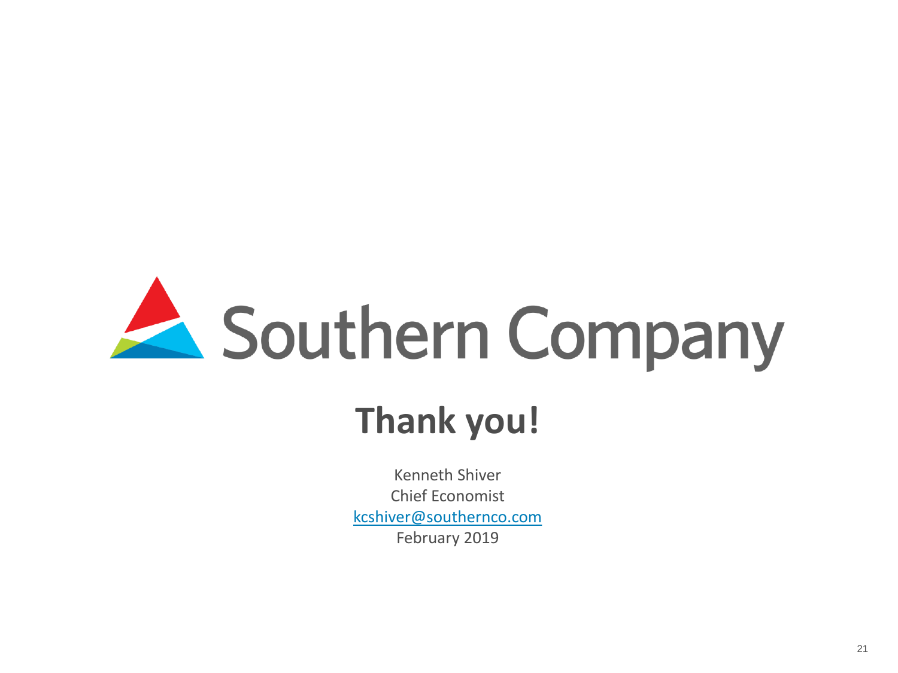Southern Company

# Thank you!

Kenneth Shiver
Chief Economist
kcshiver@southernco.com
February 2019